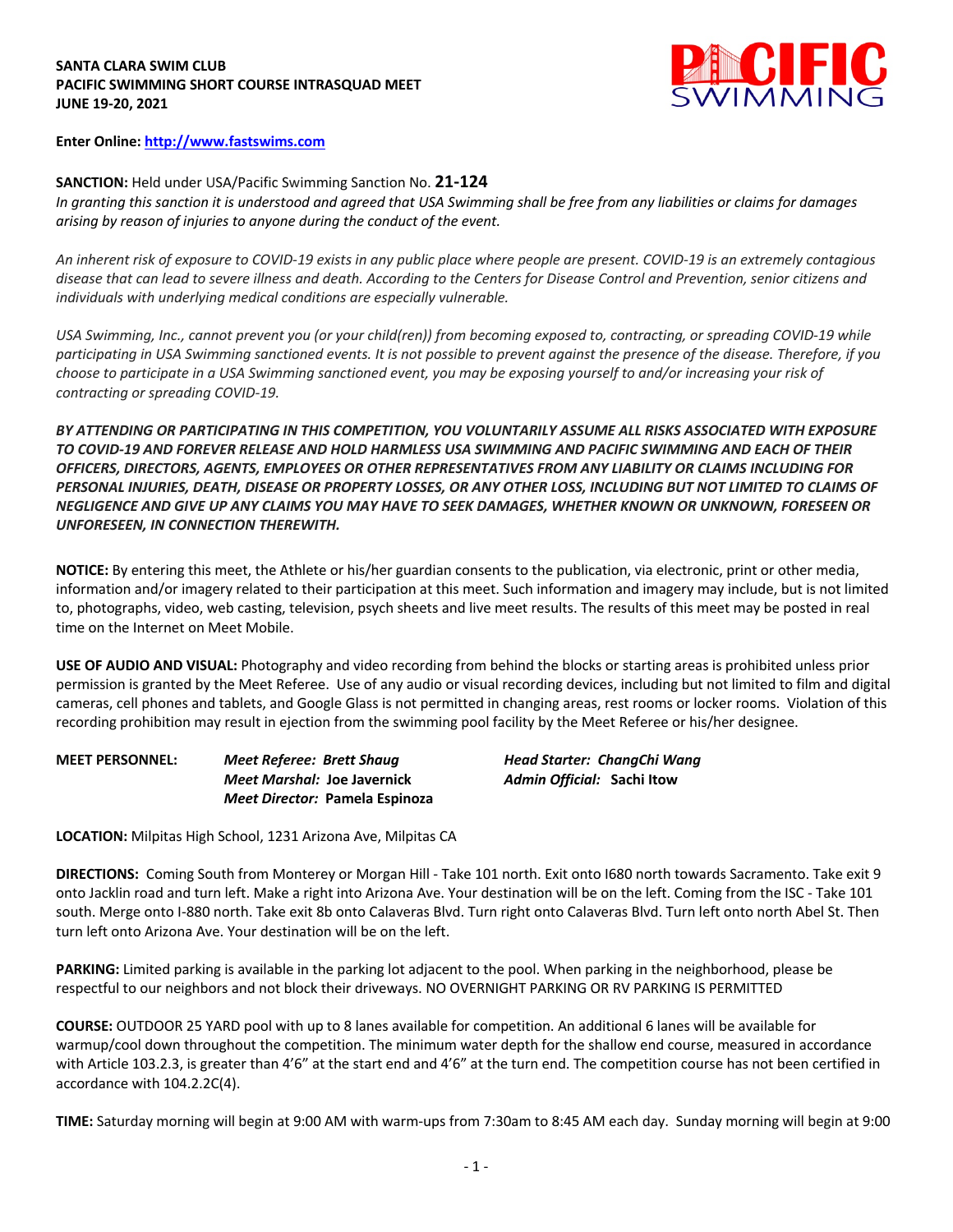**SANTA CLARA SWIM CLUB**
**PACIFIC SWIMMING SHORT COURSE INTRASQUAD MEET**
**JUNE 19-20, 2021**

**Enter Online: http://www.fastswims.com**

**SANCTION:** Held under USA/Pacific Swimming Sanction No. **21-124**
*In granting this sanction it is understood and agreed that USA Swimming shall be free from any liabilities or claims for damages arising by reason of injuries to anyone during the conduct of the event.*

*An inherent risk of exposure to COVID-19 exists in any public place where people are present. COVID-19 is an extremely contagious disease that can lead to severe illness and death. According to the Centers for Disease Control and Prevention, senior citizens and individuals with underlying medical conditions are especially vulnerable.*

*USA Swimming, Inc., cannot prevent you (or your child(ren)) from becoming exposed to, contracting, or spreading COVID-19 while participating in USA Swimming sanctioned events. It is not possible to prevent against the presence of the disease. Therefore, if you choose to participate in a USA Swimming sanctioned event, you may be exposing yourself to and/or increasing your risk of contracting or spreading COVID-19.*

***BY ATTENDING OR PARTICIPATING IN THIS COMPETITION, YOU VOLUNTARILY ASSUME ALL RISKS ASSOCIATED WITH EXPOSURE TO COVID-19 AND FOREVER RELEASE AND HOLD HARMLESS USA SWIMMING AND PACIFIC SWIMMING AND EACH OF THEIR OFFICERS, DIRECTORS, AGENTS, EMPLOYEES OR OTHER REPRESENTATIVES FROM ANY LIABILITY OR CLAIMS INCLUDING FOR PERSONAL INJURIES, DEATH, DISEASE OR PROPERTY LOSSES, OR ANY OTHER LOSS, INCLUDING BUT NOT LIMITED TO CLAIMS OF NEGLIGENCE AND GIVE UP ANY CLAIMS YOU MAY HAVE TO SEEK DAMAGES, WHETHER KNOWN OR UNKNOWN, FORESEEN OR UNFORESEEN, IN CONNECTION THEREWITH.***

**NOTICE:** By entering this meet, the Athlete or his/her guardian consents to the publication, via electronic, print or other media, information and/or imagery related to their participation at this meet. Such information and imagery may include, but is not limited to, photographs, video, web casting, television, psych sheets and live meet results. The results of this meet may be posted in real time on the Internet on Meet Mobile.

**USE OF AUDIO AND VISUAL:** Photography and video recording from behind the blocks or starting areas is prohibited unless prior permission is granted by the Meet Referee. Use of any audio or visual recording devices, including but not limited to film and digital cameras, cell phones and tablets, and Google Glass is not permitted in changing areas, rest rooms or locker rooms. Violation of this recording prohibition may result in ejection from the swimming pool facility by the Meet Referee or his/her designee.

**MEET PERSONNEL:**
*Meet Referee:* ***Brett Shaug***
*Meet Marshal:* **Joe Javernick**
*Meet Director:* **Pamela Espinoza**
*Head Starter:* ***ChangChi Wang***
*Admin Official:* **Sachi Itow**

**LOCATION:** Milpitas High School, 1231 Arizona Ave, Milpitas CA

**DIRECTIONS:** Coming South from Monterey or Morgan Hill - Take 101 north. Exit onto I680 north towards Sacramento. Take exit 9 onto Jacklin road and turn left. Make a right into Arizona Ave. Your destination will be on the left. Coming from the ISC - Take 101 south. Merge onto I-880 north. Take exit 8b onto Calaveras Blvd. Turn right onto Calaveras Blvd. Turn left onto north Abel St. Then turn left onto Arizona Ave. Your destination will be on the left.

**PARKING:** Limited parking is available in the parking lot adjacent to the pool. When parking in the neighborhood, please be respectful to our neighbors and not block their driveways. NO OVERNIGHT PARKING OR RV PARKING IS PERMITTED

**COURSE:** OUTDOOR 25 YARD pool with up to 8 lanes available for competition. An additional 6 lanes will be available for warmup/cool down throughout the competition. The minimum water depth for the shallow end course, measured in accordance with Article 103.2.3, is greater than 4'6" at the start end and 4'6" at the turn end. The competition course has not been certified in accordance with 104.2.2C(4).

**TIME:** Saturday morning will begin at 9:00 AM with warm-ups from 7:30am to 8:45 AM each day. Sunday morning will begin at 9:00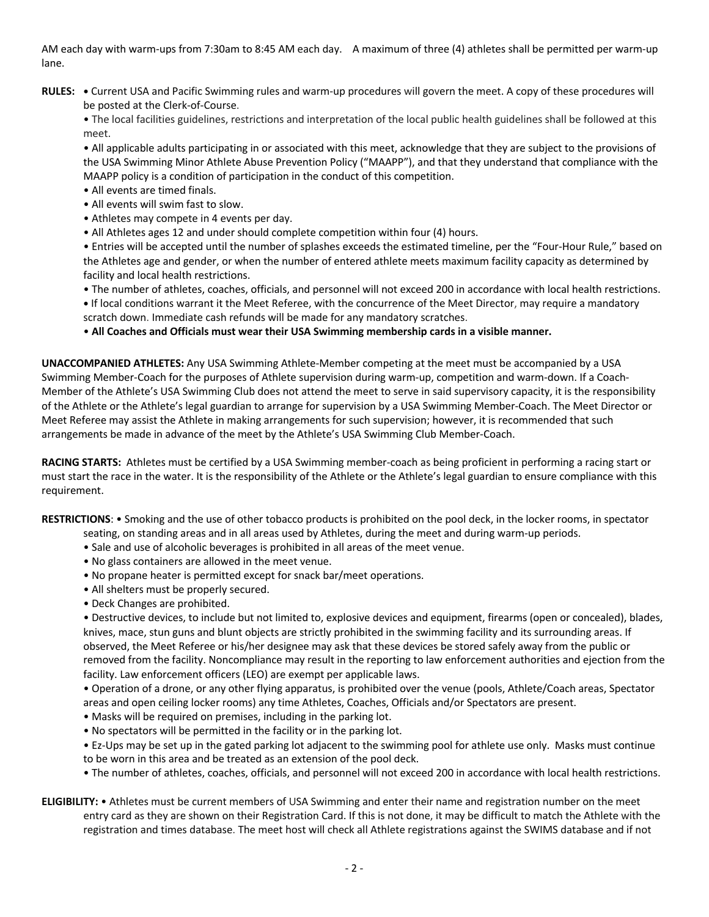AM each day with warm-ups from 7:30am to 8:45 AM each day. A maximum of three (4) athletes shall be permitted per warm-up lane.

**RULES:** • Current USA and Pacific Swimming rules and warm-up procedures will govern the meet. A copy of these procedures will be posted at the Clerk-of-Course.

• The local facilities guidelines, restrictions and interpretation of the local public health guidelines shall be followed at this meet.

• All applicable adults participating in or associated with this meet, acknowledge that they are subject to the provisions of the USA Swimming Minor Athlete Abuse Prevention Policy ("MAAPP"), and that they understand that compliance with the MAAPP policy is a condition of participation in the conduct of this competition.

• All events are timed finals.

• All events will swim fast to slow.

• Athletes may compete in 4 events per day.

• All Athletes ages 12 and under should complete competition within four (4) hours.

• Entries will be accepted until the number of splashes exceeds the estimated timeline, per the "Four-Hour Rule," based on the Athletes age and gender, or when the number of entered athlete meets maximum facility capacity as determined by facility and local health restrictions.

• The number of athletes, coaches, officials, and personnel will not exceed 200 in accordance with local health restrictions.

• If local conditions warrant it the Meet Referee, with the concurrence of the Meet Director, may require a mandatory scratch down. Immediate cash refunds will be made for any mandatory scratches.

• **All Coaches and Officials must wear their USA Swimming membership cards in a visible manner.**

**UNACCOMPANIED ATHLETES:** Any USA Swimming Athlete-Member competing at the meet must be accompanied by a USA Swimming Member-Coach for the purposes of Athlete supervision during warm-up, competition and warm-down. If a Coach-Member of the Athlete's USA Swimming Club does not attend the meet to serve in said supervisory capacity, it is the responsibility of the Athlete or the Athlete's legal guardian to arrange for supervision by a USA Swimming Member-Coach. The Meet Director or Meet Referee may assist the Athlete in making arrangements for such supervision; however, it is recommended that such arrangements be made in advance of the meet by the Athlete's USA Swimming Club Member-Coach.

**RACING STARTS:** Athletes must be certified by a USA Swimming member-coach as being proficient in performing a racing start or must start the race in the water. It is the responsibility of the Athlete or the Athlete's legal guardian to ensure compliance with this requirement.

**RESTRICTIONS**: • Smoking and the use of other tobacco products is prohibited on the pool deck, in the locker rooms, in spectator seating, on standing areas and in all areas used by Athletes, during the meet and during warm-up periods.

• Sale and use of alcoholic beverages is prohibited in all areas of the meet venue.

• No glass containers are allowed in the meet venue.

• No propane heater is permitted except for snack bar/meet operations.

• All shelters must be properly secured.

• Deck Changes are prohibited.

• Destructive devices, to include but not limited to, explosive devices and equipment, firearms (open or concealed), blades, knives, mace, stun guns and blunt objects are strictly prohibited in the swimming facility and its surrounding areas. If observed, the Meet Referee or his/her designee may ask that these devices be stored safely away from the public or removed from the facility. Noncompliance may result in the reporting to law enforcement authorities and ejection from the facility. Law enforcement officers (LEO) are exempt per applicable laws.

• Operation of a drone, or any other flying apparatus, is prohibited over the venue (pools, Athlete/Coach areas, Spectator areas and open ceiling locker rooms) any time Athletes, Coaches, Officials and/or Spectators are present.

• Masks will be required on premises, including in the parking lot.

• No spectators will be permitted in the facility or in the parking lot.

• Ez-Ups may be set up in the gated parking lot adjacent to the swimming pool for athlete use only. Masks must continue to be worn in this area and be treated as an extension of the pool deck.

• The number of athletes, coaches, officials, and personnel will not exceed 200 in accordance with local health restrictions.

**ELIGIBILITY:** • Athletes must be current members of USA Swimming and enter their name and registration number on the meet entry card as they are shown on their Registration Card. If this is not done, it may be difficult to match the Athlete with the registration and times database. The meet host will check all Athlete registrations against the SWIMS database and if not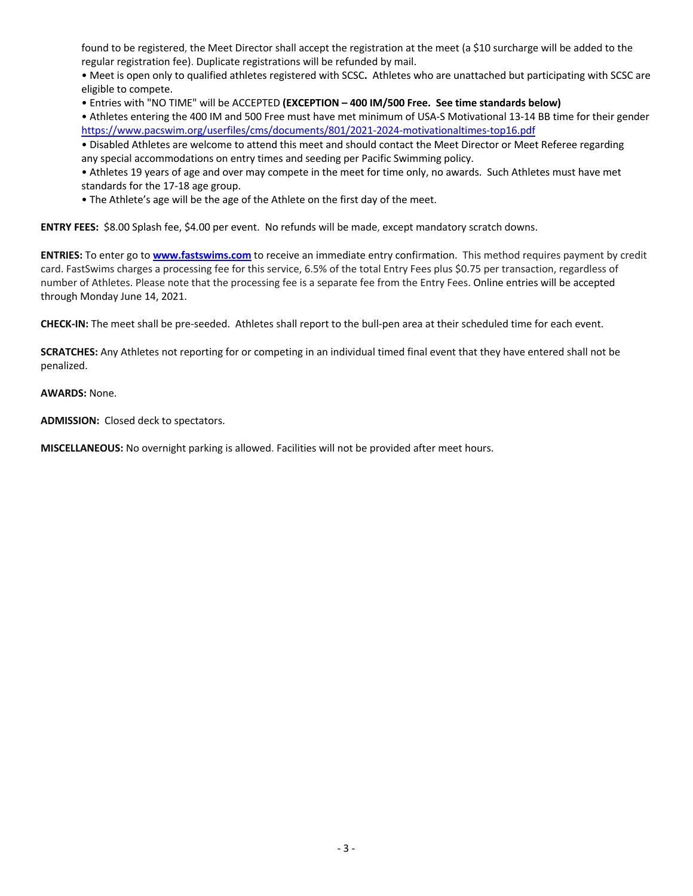found to be registered, the Meet Director shall accept the registration at the meet (a $10 surcharge will be added to the regular registration fee). Duplicate registrations will be refunded by mail.

- Meet is open only to qualified athletes registered with SCSC**.** Athletes who are unattached but participating with SCSC are eligible to compete.
- Entries with "NO TIME" will be ACCEPTED **(EXCEPTION – 400 IM/500 Free. See time standards below)**
- Athletes entering the 400 IM and 500 Free must have met minimum of USA-S Motivational 13-14 BB time for their gender https://www.pacswim.org/userfiles/cms/documents/801/2021-2024-motivationaltimes-top16.pdf
- Disabled Athletes are welcome to attend this meet and should contact the Meet Director or Meet Referee regarding any special accommodations on entry times and seeding per Pacific Swimming policy.
- Athletes 19 years of age and over may compete in the meet for time only, no awards. Such Athletes must have met standards for the 17-18 age group.
- The Athlete's age will be the age of the Athlete on the first day of the meet.

**ENTRY FEES:** $8.00 Splash fee, $4.00 per event. No refunds will be made, except mandatory scratch downs.

**ENTRIES:** To enter go to **www.fastswims.com** to receive an immediate entry confirmation. This method requires payment by credit card. FastSwims charges a processing fee for this service, 6.5% of the total Entry Fees plus $0.75 per transaction, regardless of number of Athletes. Please note that the processing fee is a separate fee from the Entry Fees. Online entries will be accepted through Monday June 14, 2021.

**CHECK-IN:** The meet shall be pre-seeded. Athletes shall report to the bull-pen area at their scheduled time for each event.

**SCRATCHES:** Any Athletes not reporting for or competing in an individual timed final event that they have entered shall not be penalized.

**AWARDS:** None.

**ADMISSION:** Closed deck to spectators.

**MISCELLANEOUS:** No overnight parking is allowed. Facilities will not be provided after meet hours.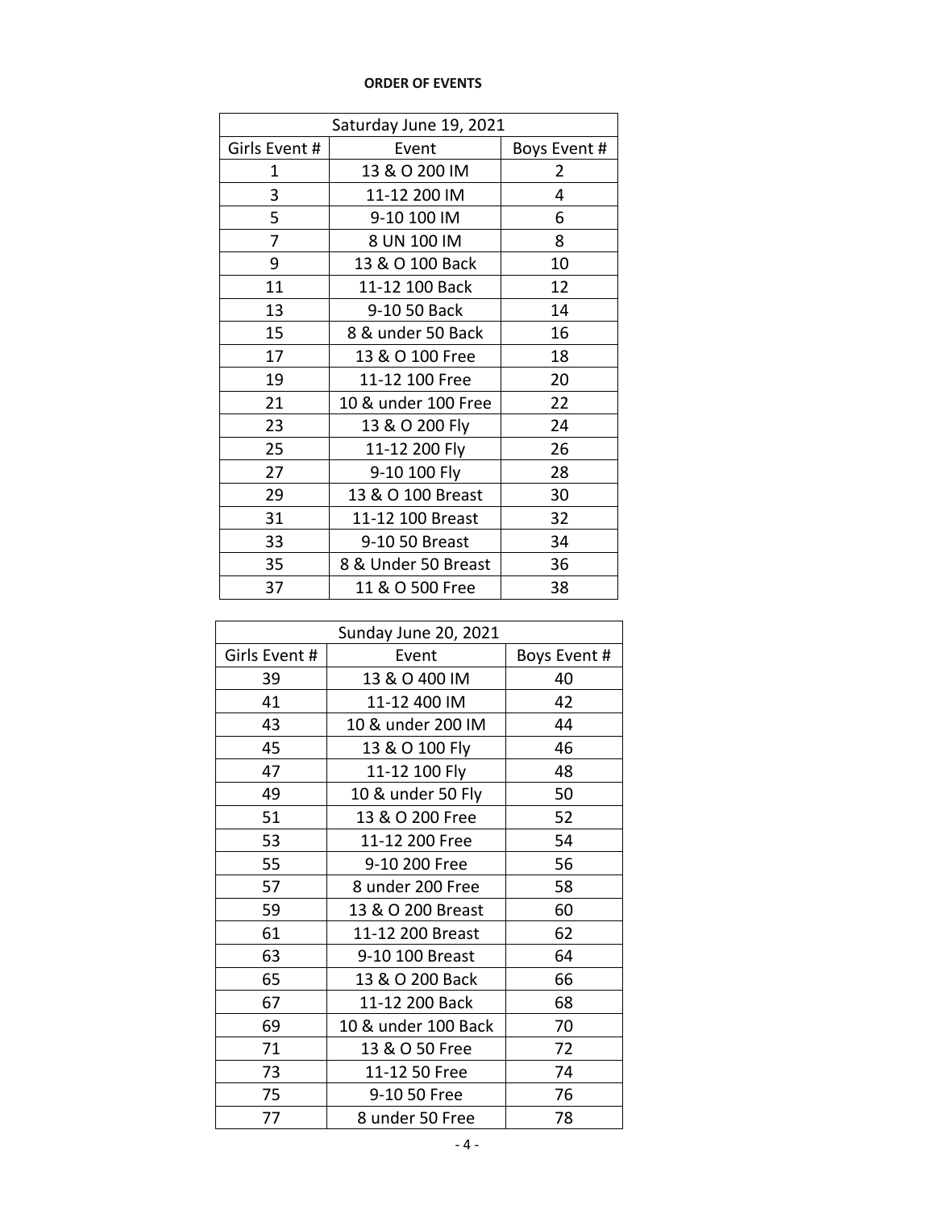**ORDER OF EVENTS**

| Saturday June 19, 2021 | | |
|---|---|---|
| Girls Event # | Event | Boys Event # |
| 1 | 13 & O 200 IM | 2 |
| 3 | 11-12 200 IM | 4 |
| 5 | 9-10 100 IM | 6 |
| 7 | 8 UN 100 IM | 8 |
| 9 | 13 & O 100 Back | 10 |
| 11 | 11-12 100 Back | 12 |
| 13 | 9-10 50 Back | 14 |
| 15 | 8 & under 50 Back | 16 |
| 17 | 13 & O 100 Free | 18 |
| 19 | 11-12 100 Free | 20 |
| 21 | 10 & under 100 Free | 22 |
| 23 | 13 & O 200 Fly | 24 |
| 25 | 11-12 200 Fly | 26 |
| 27 | 9-10 100 Fly | 28 |
| 29 | 13 & O 100 Breast | 30 |
| 31 | 11-12 100 Breast | 32 |
| 33 | 9-10 50 Breast | 34 |
| 35 | 8 & Under 50 Breast | 36 |
| 37 | 11 & O 500 Free | 38 |

| Sunday June 20, 2021 | | |
|---|---|---|
| Girls Event # | Event | Boys Event # |
| 39 | 13 & O 400 IM | 40 |
| 41 | 11-12 400 IM | 42 |
| 43 | 10 & under 200 IM | 44 |
| 45 | 13 & O 100 Fly | 46 |
| 47 | 11-12 100 Fly | 48 |
| 49 | 10 & under 50 Fly | 50 |
| 51 | 13 & O 200 Free | 52 |
| 53 | 11-12 200 Free | 54 |
| 55 | 9-10 200 Free | 56 |
| 57 | 8 under 200 Free | 58 |
| 59 | 13 & O 200 Breast | 60 |
| 61 | 11-12 200 Breast | 62 |
| 63 | 9-10 100 Breast | 64 |
| 65 | 13 & O 200 Back | 66 |
| 67 | 11-12 200 Back | 68 |
| 69 | 10 & under 100 Back | 70 |
| 71 | 13 & O 50 Free | 72 |
| 73 | 11-12 50 Free | 74 |
| 75 | 9-10 50 Free | 76 |
| 77 | 8 under 50 Free | 78 |